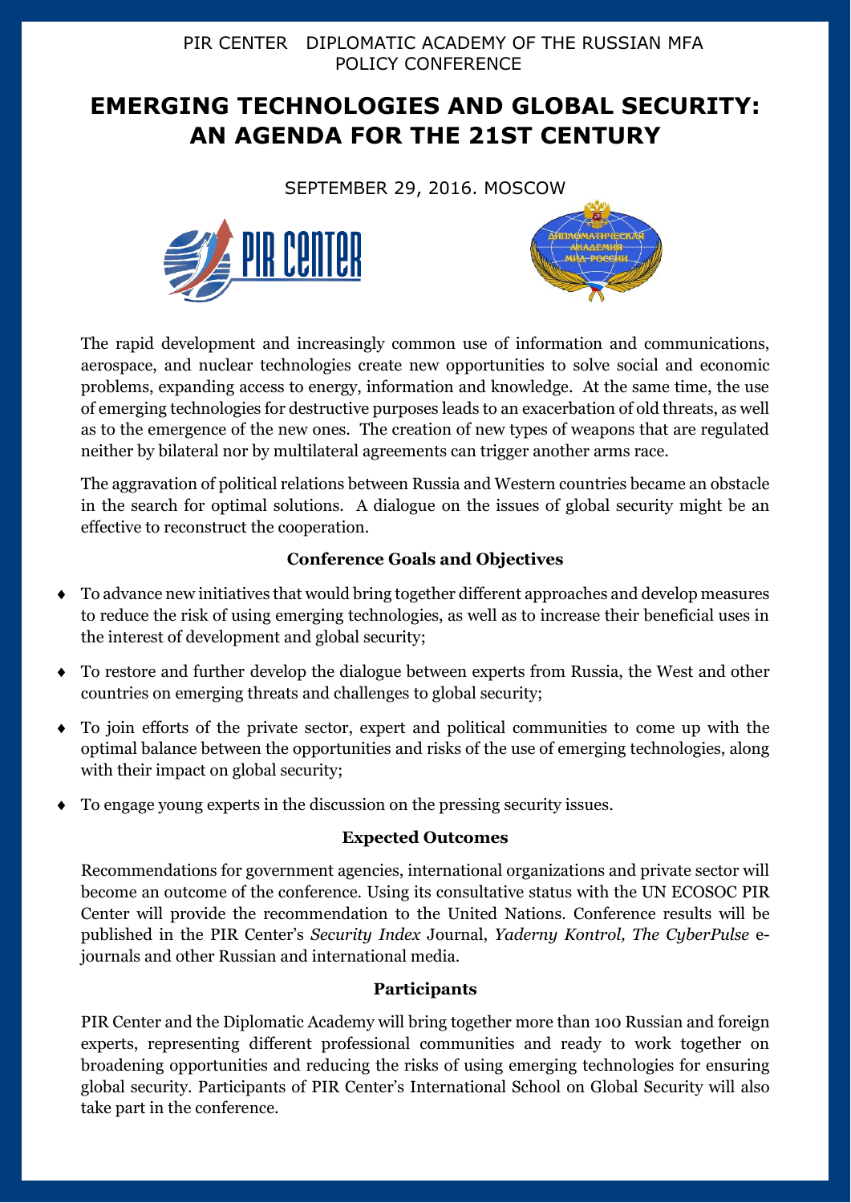PIR CENTER DIPLOMATIC ACADEMY OF THE RUSSIAN MFA
POLICY CONFERENCE

# EMERGING TECHNOLOGIES AND GLOBAL SECURITY: AN AGENDA FOR THE 21ST CENTURY

SEPTEMBER 29, 2016. MOSCOW

The rapid development and increasingly common use of information and communications, aerospace, and nuclear technologies create new opportunities to solve social and economic problems, expanding access to energy, information and knowledge. At the same time, the use of emerging technologies for destructive purposes leads to an exacerbation of old threats, as well as to the emergence of the new ones. The creation of new types of weapons that are regulated neither by bilateral nor by multilateral agreements can trigger another arms race.

The aggravation of political relations between Russia and Western countries became an obstacle in the search for optimal solutions. A dialogue on the issues of global security might be an effective to reconstruct the cooperation.

### Conference Goals and Objectives

- To advance new initiatives that would bring together different approaches and develop measures to reduce the risk of using emerging technologies, as well as to increase their beneficial uses in the interest of development and global security;
- To restore and further develop the dialogue between experts from Russia, the West and other countries on emerging threats and challenges to global security;
- To join efforts of the private sector, expert and political communities to come up with the optimal balance between the opportunities and risks of the use of emerging technologies, along with their impact on global security;
- To engage young experts in the discussion on the pressing security issues.

### Expected Outcomes

Recommendations for government agencies, international organizations and private sector will become an outcome of the conference. Using its consultative status with the UN ECOSOC PIR Center will provide the recommendation to the United Nations. Conference results will be published in the PIR Center's *Security Index* Journal, *Yaderny Kontrol, The CyberPulse* e-journals and other Russian and international media.

### Participants

PIR Center and the Diplomatic Academy will bring together more than 100 Russian and foreign experts, representing different professional communities and ready to work together on broadening opportunities and reducing the risks of using emerging technologies for ensuring global security. Participants of PIR Center's International School on Global Security will also take part in the conference.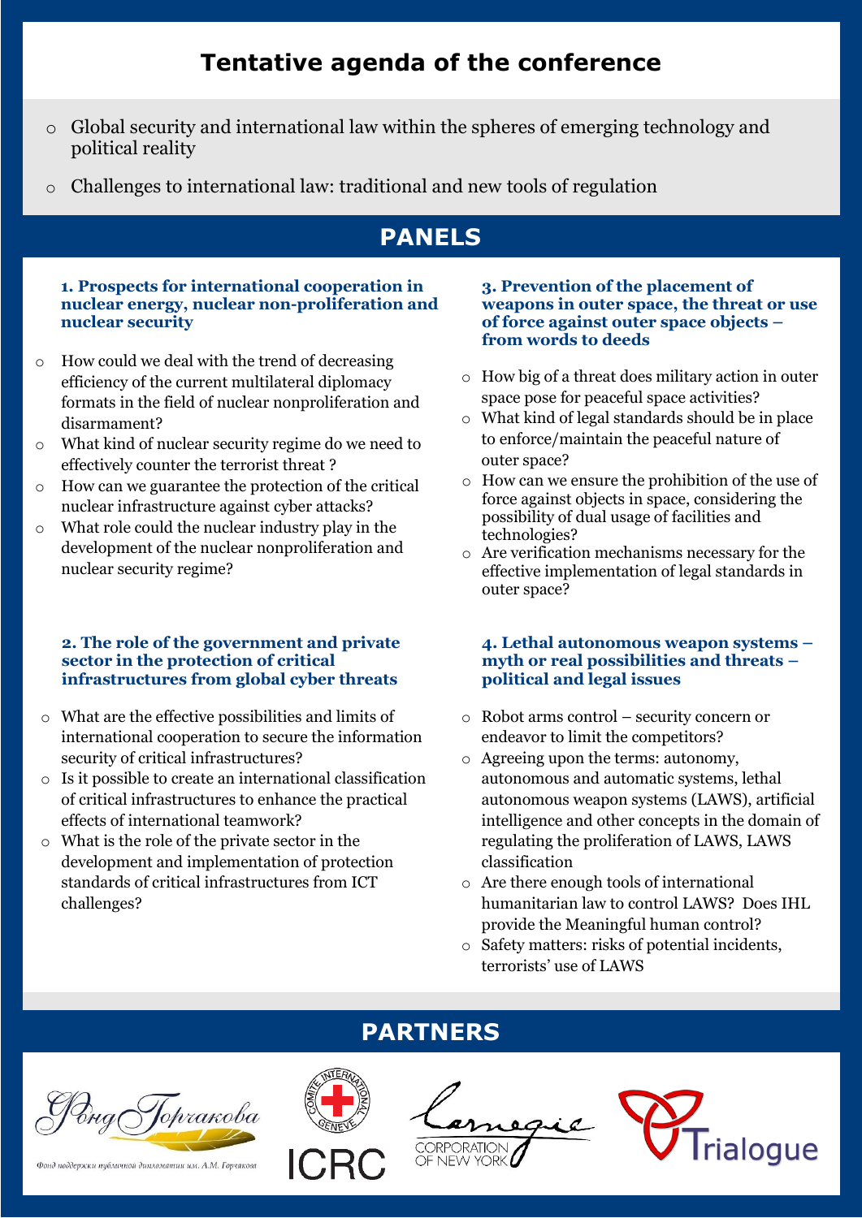# Tentative agenda of the conference

- Global security and international law within the spheres of emerging technology and political reality
- Challenges to international law: traditional and new tools of regulation

## PANELS

### 1. Prospects for international cooperation in nuclear energy, nuclear non-proliferation and nuclear security

- How could we deal with the trend of decreasing efficiency of the current multilateral diplomacy formats in the field of nuclear nonproliferation and disarmament?
- What kind of nuclear security regime do we need to effectively counter the terrorist threat ?
- How can we guarantee the protection of the critical nuclear infrastructure against cyber attacks?
- What role could the nuclear industry play in the development of the nuclear nonproliferation and nuclear security regime?

### 2. The role of the government and private sector in the protection of critical infrastructures from global cyber threats

- What are the effective possibilities and limits of international cooperation to secure the information security of critical infrastructures?
- Is it possible to create an international classification of critical infrastructures to enhance the practical effects of international teamwork?
- What is the role of the private sector in the development and implementation of protection standards of critical infrastructures from ICT challenges?

### 3. Prevention of the placement of weapons in outer space, the threat or use of force against outer space objects – from words to deeds

- How big of a threat does military action in outer space pose for peaceful space activities?
- What kind of legal standards should be in place to enforce/maintain the peaceful nature of outer space?
- How can we ensure the prohibition of the use of force against objects in space, considering the possibility of dual usage of facilities and technologies?
- Are verification mechanisms necessary for the effective implementation of legal standards in outer space?

### 4. Lethal autonomous weapon systems – myth or real possibilities and threats – political and legal issues

- Robot arms control – security concern or endeavor to limit the competitors?
- Agreeing upon the terms: autonomy, autonomous and automatic systems, lethal autonomous weapon systems (LAWS), artificial intelligence and other concepts in the domain of regulating the proliferation of LAWS, LAWS classification
- Are there enough tools of international humanitarian law to control LAWS? Does IHL provide the Meaningful human control?
- Safety matters: risks of potential incidents, terrorists' use of LAWS

## PARTNERS

Фонд Горчакова

Фонд поддержки публичной дипломатии им. А.М. Горчакова

ICRC

Carnegie Corporation of New York

Trialogue